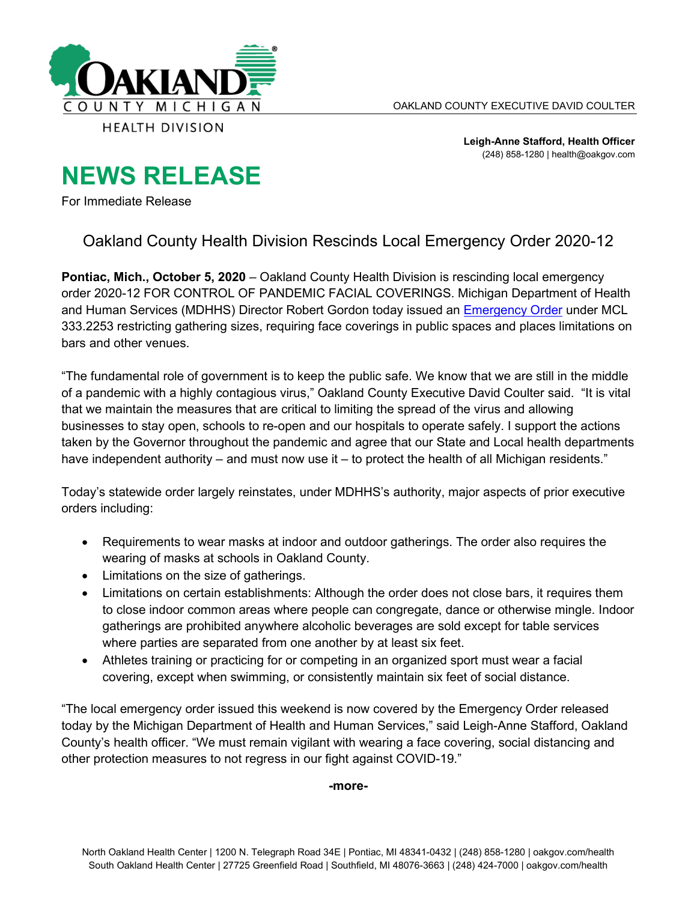OAKLAND COUNTY MICHIGAN

HEALTH DIVISION

OAKLAND COUNTY EXECUTIVE DAVID COULTER

**Leigh-Anne Stafford, Health Officer**
(248) 858-1280 | health@oakgov.com

# NEWS RELEASE

For Immediate Release

## Oakland County Health Division Rescinds Local Emergency Order 2020-12

**Pontiac, Mich., October 5, 2020** – Oakland County Health Division is rescinding local emergency order 2020-12 FOR CONTROL OF PANDEMIC FACIAL COVERINGS. Michigan Department of Health and Human Services (MDHHS) Director Robert Gordon today issued an [Emergency Order] under MCL 333.2253 restricting gathering sizes, requiring face coverings in public spaces and places limitations on bars and other venues.

"The fundamental role of government is to keep the public safe. We know that we are still in the middle of a pandemic with a highly contagious virus," Oakland County Executive David Coulter said. "It is vital that we maintain the measures that are critical to limiting the spread of the virus and allowing businesses to stay open, schools to re-open and our hospitals to operate safely. I support the actions taken by the Governor throughout the pandemic and agree that our State and Local health departments have independent authority – and must now use it – to protect the health of all Michigan residents."

Today's statewide order largely reinstates, under MDHHS's authority, major aspects of prior executive orders including:

- Requirements to wear masks at indoor and outdoor gatherings. The order also requires the wearing of masks at schools in Oakland County.
- Limitations on the size of gatherings.
- Limitations on certain establishments: Although the order does not close bars, it requires them to close indoor common areas where people can congregate, dance or otherwise mingle. Indoor gatherings are prohibited anywhere alcoholic beverages are sold except for table services where parties are separated from one another by at least six feet.
- Athletes training or practicing for or competing in an organized sport must wear a facial covering, except when swimming, or consistently maintain six feet of social distance.

"The local emergency order issued this weekend is now covered by the Emergency Order released today by the Michigan Department of Health and Human Services," said Leigh-Anne Stafford, Oakland County's health officer. "We must remain vigilant with wearing a face covering, social distancing and other protection measures to not regress in our fight against COVID-19."

**-more-**

North Oakland Health Center | 1200 N. Telegraph Road 34E | Pontiac, MI 48341-0432 | (248) 858-1280 | oakgov.com/health
South Oakland Health Center | 27725 Greenfield Road | Southfield, MI 48076-3663 | (248) 424-7000 | oakgov.com/health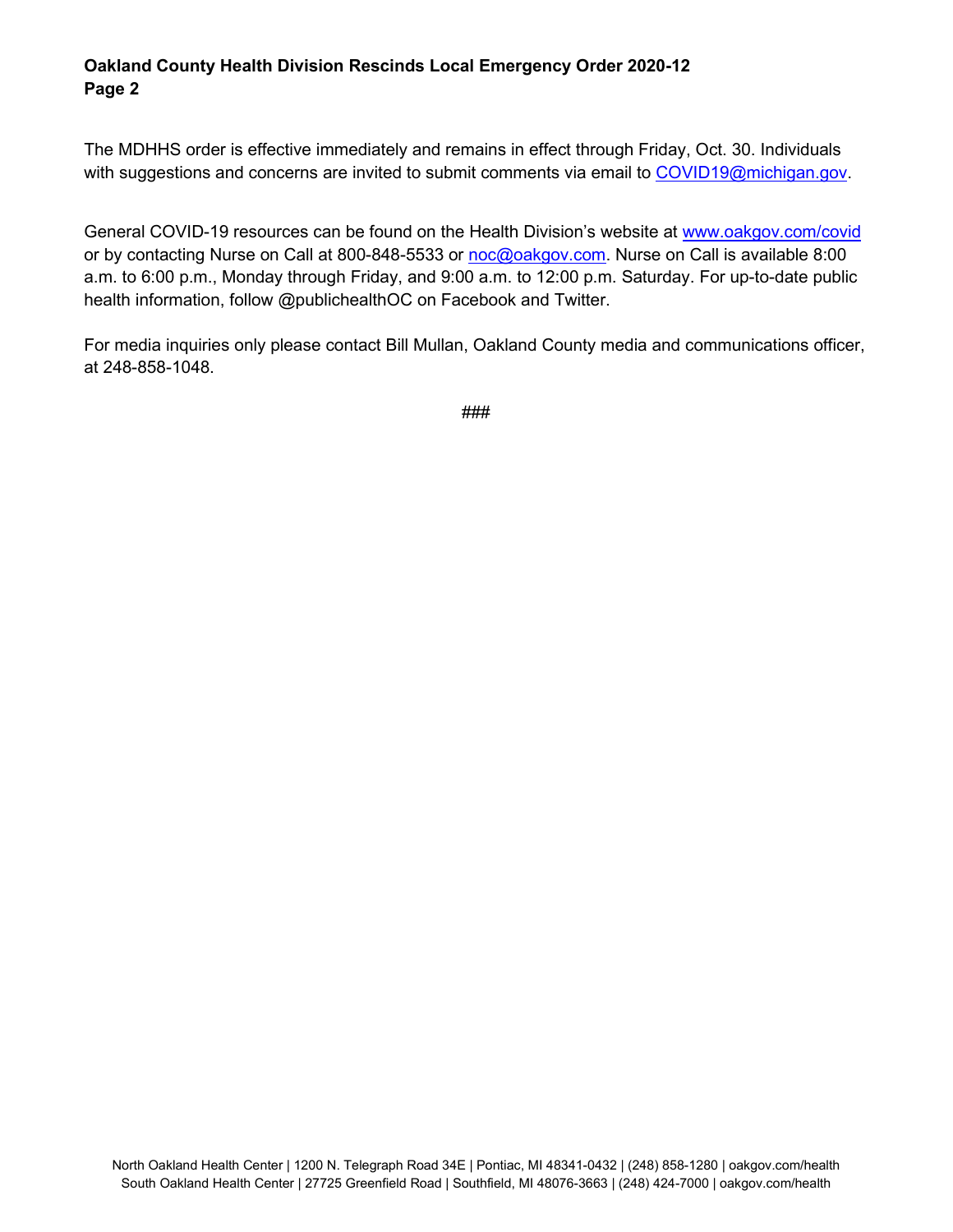The MDHHS order is effective immediately and remains in effect through Friday, Oct. 30. Individuals with suggestions and concerns are invited to submit comments via email to COVID19@michigan.gov.

General COVID-19 resources can be found on the Health Division's website at www.oakgov.com/covid or by contacting Nurse on Call at 800-848-5533 or noc@oakgov.com. Nurse on Call is available 8:00 a.m. to 6:00 p.m., Monday through Friday, and 9:00 a.m. to 12:00 p.m. Saturday. For up-to-date public health information, follow @publichealthOC on Facebook and Twitter.

For media inquiries only please contact Bill Mullan, Oakland County media and communications officer, at 248-858-1048.

###